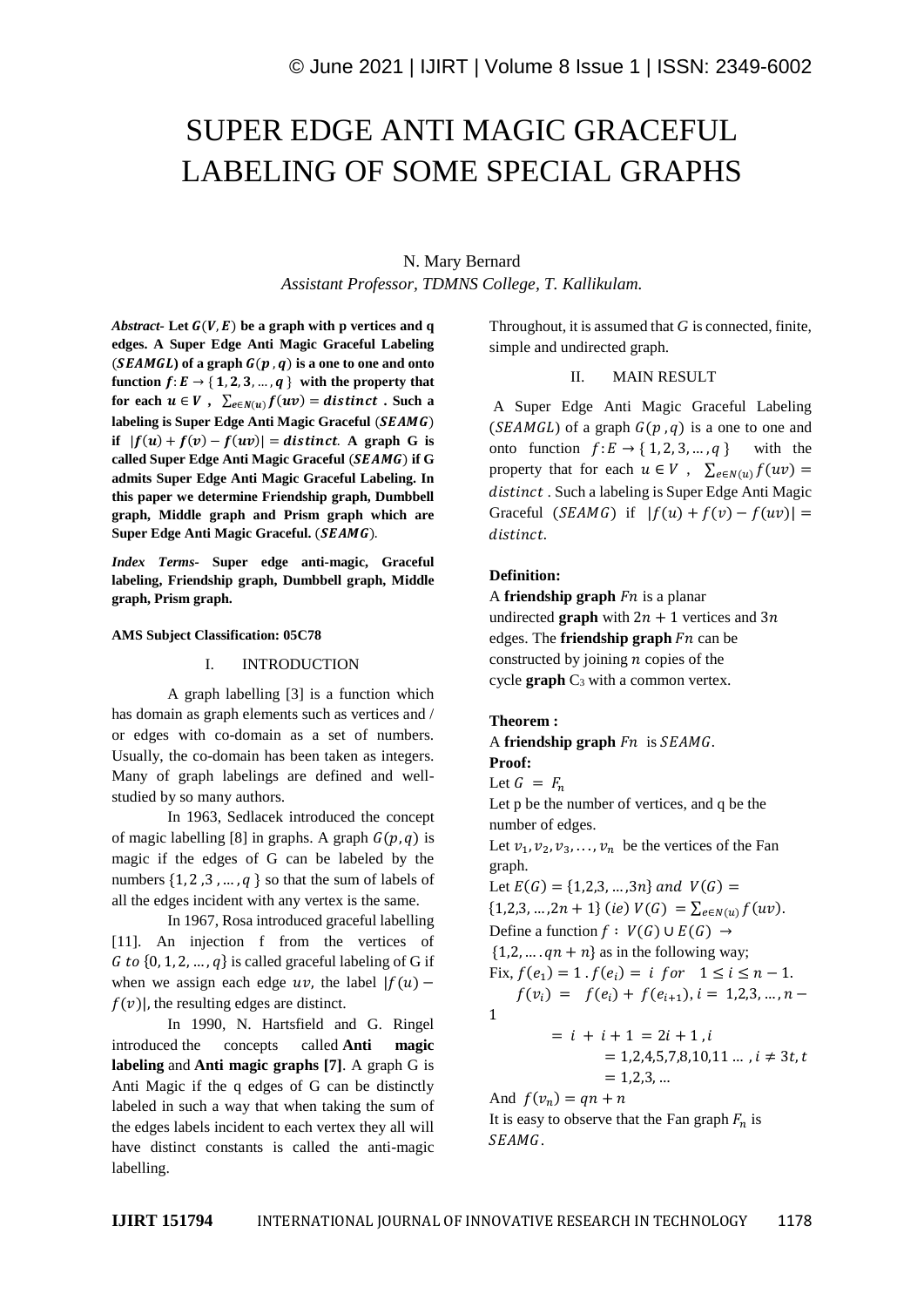# SUPER EDGE ANTI MAGIC GRACEFUL LABELING OF SOME SPECIAL GRAPHS

N. Mary Bernard

*Assistant Professor, TDMNS College, T. Kallikulam.*

***Abstract-*** **Let $G(V,E)$ be a graph with p vertices and q edges. A Super Edge Anti Magic Graceful Labeling ($SEAMGL$) of a graph $G(p,q)$ is a one to one and onto function $f: E \to \{1,2,3,\dots,q\}$ with the property that for each $u \in V$, $\sum_{e\in N(u)} f(uv) = distinct$. Such a labeling is Super Edge Anti Magic Graceful ($SEAMG$) if $|f(u)+f(v)-f(uv)| = distinct$. A graph G is called Super Edge Anti Magic Graceful ($SEAMG$) if G admits Super Edge Anti Magic Graceful Labeling. In this paper we determine Friendship graph, Dumbbell graph, Middle graph and Prism graph which are Super Edge Anti Magic Graceful. ($SEAMG$).**

***Index Terms-*** **Super edge anti-magic, Graceful labeling, Friendship graph, Dumbbell graph, Middle graph, Prism graph.**

**AMS Subject Classification: 05C78**

## I. INTRODUCTION

A graph labelling [3] is a function which has domain as graph elements such as vertices and / or edges with co-domain as a set of numbers. Usually, the co-domain has been taken as integers. Many of graph labelings are defined and well-studied by so many authors.

In 1963, Sedlacek introduced the concept of magic labelling [8] in graphs. A graph $G(p,q)$ is magic if the edges of G can be labeled by the numbers $\{1,2,3,\dots,q\}$ so that the sum of labels of all the edges incident with any vertex is the same.

In 1967, Rosa introduced graceful labelling [11]. An injection f from the vertices of $G$ to $\{0,1,2,\dots,q\}$ is called graceful labeling of G if when we assign each edge $uv$, the label $|f(u)-f(v)|$, the resulting edges are distinct.

In 1990, N. Hartsfield and G. Ringel introduced the concepts called **Anti magic labeling** and **Anti magic graphs [7]**. A graph G is Anti Magic if the q edges of G can be distinctly labeled in such a way that when taking the sum of the edges labels incident to each vertex they all will have distinct constants is called the anti-magic labelling.

Throughout, it is assumed that $G$ is connected, finite, simple and undirected graph.

## II. MAIN RESULT

A Super Edge Anti Magic Graceful Labeling ($SEAMGL$) of a graph $G(p,q)$ is a one to one and onto function $f: E \to \{1,2,3,\dots,q\}$ with the property that for each $u \in V$, $\sum_{e\in N(u)} f(uv) = distinct$. Such a labeling is Super Edge Anti Magic Graceful ($SEAMG$) if $|f(u)+f(v)-f(uv)| = distinct$.

**Definition:**

A **friendship graph** $Fn$ is a planar undirected **graph** with $2n+1$ vertices and $3n$ edges. The **friendship graph** $Fn$ can be constructed by joining $n$ copies of the cycle **graph** $C_3$ with a common vertex.

**Theorem :**

A **friendship graph** $Fn$ is $SEAMG$.

**Proof:**

Let $G = F_n$

Let p be the number of vertices, and q be the number of edges.

Let $v_1, v_2, v_3, \dots, v_n$ be the vertices of the Fan graph.

Let $E(G) = \{1,2,3,\dots,3n\}$ $and$ $V(G) = \{1,2,3,\dots,2n+1\}$ $(ie)$ $V(G) = \sum_{e\in N(u)} f(uv)$.

Define a function $f: V(G) \cup E(G) \to \{1,2,\dots.qn+n\}$ as in the following way;

Fix, $f(e_1) = 1$ . $f(e_i) = i$ $for$ $1 \le i \le n-1$.

$f(v_i) = f(e_i) + f(e_{i+1}), i = 1,2,3,\dots,n-1$

$= i + i + 1 = 2i+1, i = 1,2,4,5,7,8,10,11\dots, i \ne 3t, t = 1,2,3,\dots$

And $f(v_n) = qn + n$

It is easy to observe that the Fan graph $F_n$ is $SEAMG$.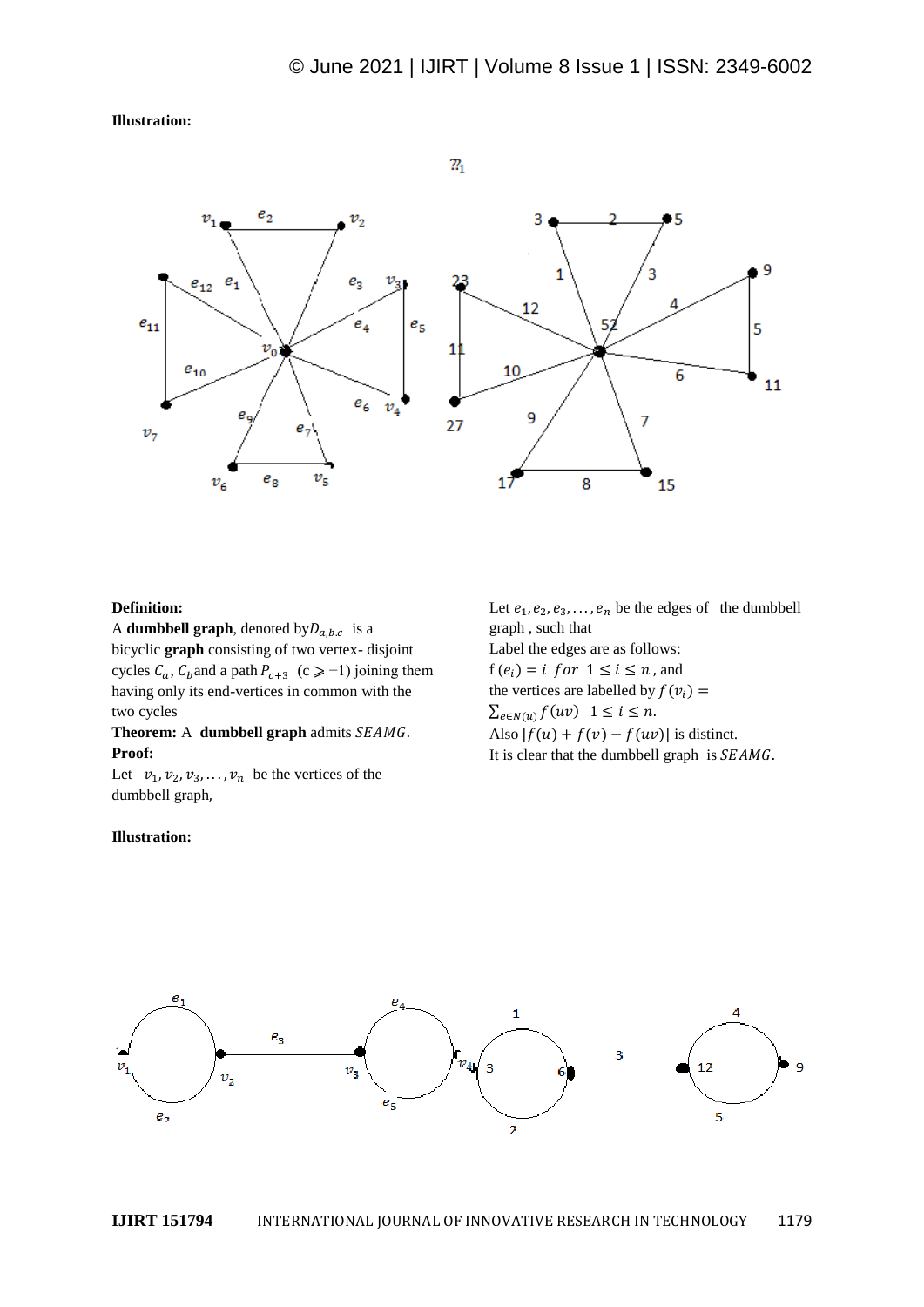**Illustration:**

**Definition:**

A **dumbbell graph**, denoted by $D_{a,b,c}$ is a bicyclic **graph** consisting of two vertex- disjoint cycles $C_a$, $C_b$ and a path $P_{c+3}$ (c ⩾ −1) joining them having only its end-vertices in common with the two cycles

**Theorem:** A **dumbbell graph** admits $SEAMG$.

**Proof:**

Let $v_1, v_2, v_3, \dots, v_n$ be the vertices of the dumbbell graph,

Let $e_1, e_2, e_3, \dots, e_n$ be the edges of the dumbbell graph , such that

Label the edges are as follows:

$f(e_i) = i \ for \ 1 \leq i \leq n$, and

the vertices are labelled by $f(v_i) = \sum_{e \in N(u)} f(uv) \quad 1 \leq i \leq n.$

Also $|f(u) + f(v) - f(uv)|$ is distinct.

It is clear that the dumbbell graph is $SEAMG$.

**Illustration:**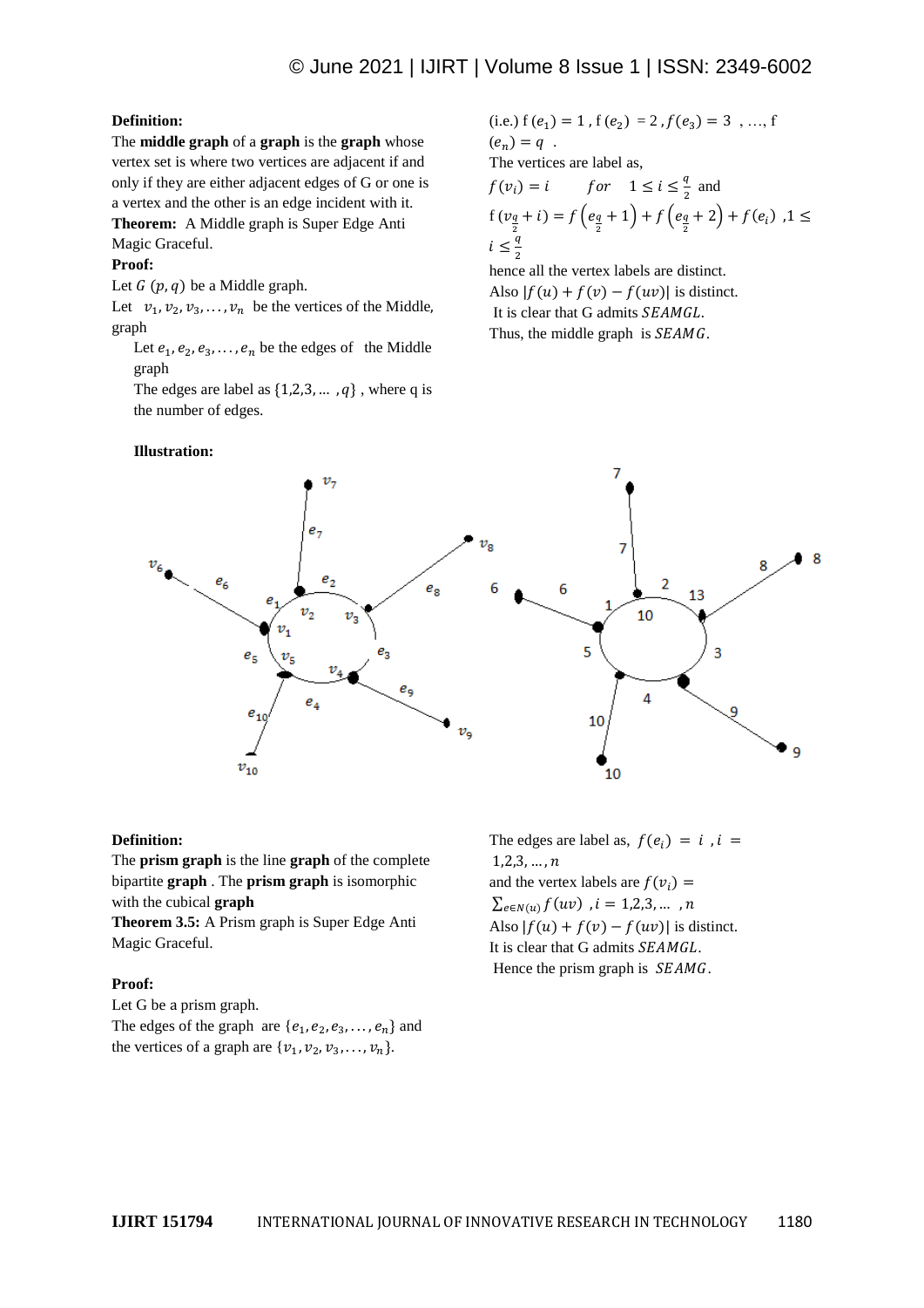**Definition:**

The **middle graph** of a **graph** is the **graph** whose vertex set is where two vertices are adjacent if and only if they are either adjacent edges of G or one is a vertex and the other is an edge incident with it.

**Theorem:** A Middle graph is Super Edge Anti Magic Graceful.

**Proof:**

Let $G\ (p, q)$ be a Middle graph.

Let $v_1, v_2, v_3, \ldots, v_n$ be the vertices of the Middle, graph

Let $e_1, e_2, e_3, \ldots, e_n$ be the edges of the Middle graph

The edges are label as $\{1,2,3, \ldots, q\}$ , where q is the number of edges.

(i.e.) $f(e_1) = 1$ , $f(e_2) = 2$ , $f(e_3) = 3$ , …, $f(e_n) = q$ .

The vertices are label as,

$f(v_i) = i \quad for \quad 1 \le i \le \frac{q}{2}$ and

$f(v_{\frac{q}{2}} + i) = f\left(e_{\frac{q}{2}} + 1\right) + f\left(e_{\frac{q}{2}} + 2\right) + f(e_i)$ , $1 \le i \le \frac{q}{2}$

hence all the vertex labels are distinct.

Also $|f(u) + f(v) - f(uv)|$ is distinct.

It is clear that G admits $SEAMGL$.

Thus, the middle graph is $SEAMG$.

**Illustration:**

**Definition:**

The **prism graph** is the line **graph** of the complete bipartite **graph** . The **prism graph** is isomorphic with the cubical **graph**

**Theorem 3.5:** A Prism graph is Super Edge Anti Magic Graceful.

**Proof:**

Let G be a prism graph.

The edges of the graph are $\{e_1, e_2, e_3, \ldots, e_n\}$ and the vertices of a graph are $\{v_1, v_2, v_3, \ldots, v_n\}$.

The edges are label as, $f(e_i) = i$ , $i = 1,2,3, \ldots, n$

and the vertex labels are $f(v_i) = \sum_{e \in N(u)} f(uv)$ , $i = 1,2,3, \ldots, n$

Also $|f(u) + f(v) - f(uv)|$ is distinct.

It is clear that G admits $SEAMGL$.

Hence the prism graph is $SEAMG$.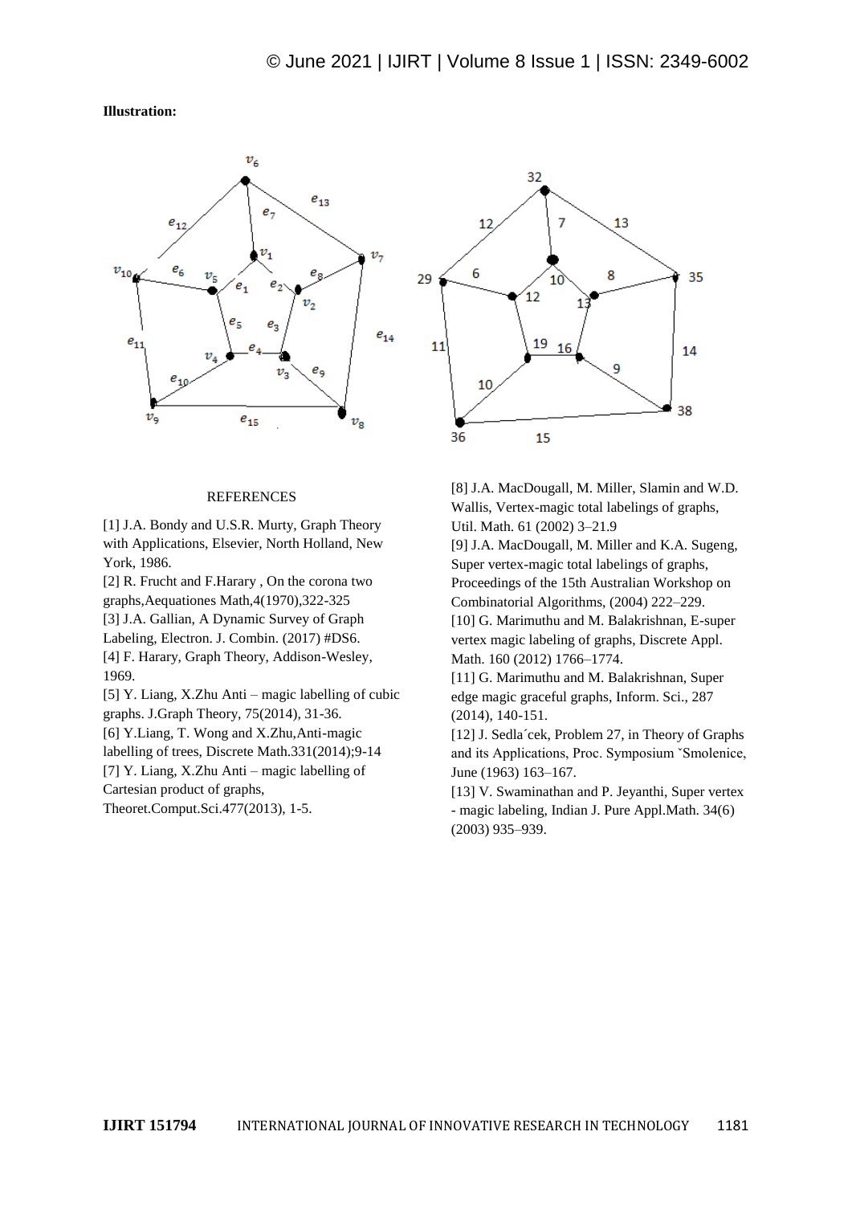**Illustration:**

$v_6$ $e_{13}$ $e_{12}$ $e_7$ $v_1$ $v_7$ $v_{10}$ $e_6$ $v_5$ $e_1$ $e_2$ $e_8$ $v_2$ $e_5$ $e_3$ $e_{14}$ $e_{11}$ $v_4$ $e_4$ $v_3$ $e_9$ $e_{10}$ $v_9$ $e_{15}$ $v_8$

32 12 7 13 29 6 10 8 35 12 13 11 19 16 14 9 10 38 36 15

REFERENCES

[1] J.A. Bondy and U.S.R. Murty, Graph Theory with Applications, Elsevier, North Holland, New York, 1986.

[2] R. Frucht and F.Harary , On the corona two graphs,Aequationes Math,4(1970),322-325

[3] J.A. Gallian, A Dynamic Survey of Graph Labeling, Electron. J. Combin. (2017) #DS6.

[4] F. Harary, Graph Theory, Addison-Wesley, 1969.

[5] Y. Liang, X.Zhu Anti – magic labelling of cubic graphs. J.Graph Theory, 75(2014), 31-36.

[6] Y.Liang, T. Wong and X.Zhu,Anti-magic labelling of trees, Discrete Math.331(2014);9-14

[7] Y. Liang, X.Zhu Anti – magic labelling of Cartesian product of graphs, Theoret.Comput.Sci.477(2013), 1-5.

[8] J.A. MacDougall, M. Miller, Slamin and W.D. Wallis, Vertex-magic total labelings of graphs, Util. Math. 61 (2002) 3–21.9

[9] J.A. MacDougall, M. Miller and K.A. Sugeng, Super vertex-magic total labelings of graphs, Proceedings of the 15th Australian Workshop on Combinatorial Algorithms, (2004) 222–229.

[10] G. Marimuthu and M. Balakrishnan, E-super vertex magic labeling of graphs, Discrete Appl. Math. 160 (2012) 1766–1774.

[11] G. Marimuthu and M. Balakrishnan, Super edge magic graceful graphs, Inform. Sci., 287 (2014), 140-151.

[12] J. Sedla´cek, Problem 27, in Theory of Graphs and its Applications, Proc. Symposium ˇSmolenice, June (1963) 163–167.

[13] V. Swaminathan and P. Jeyanthi, Super vertex - magic labeling, Indian J. Pure Appl.Math. 34(6) (2003) 935–939.